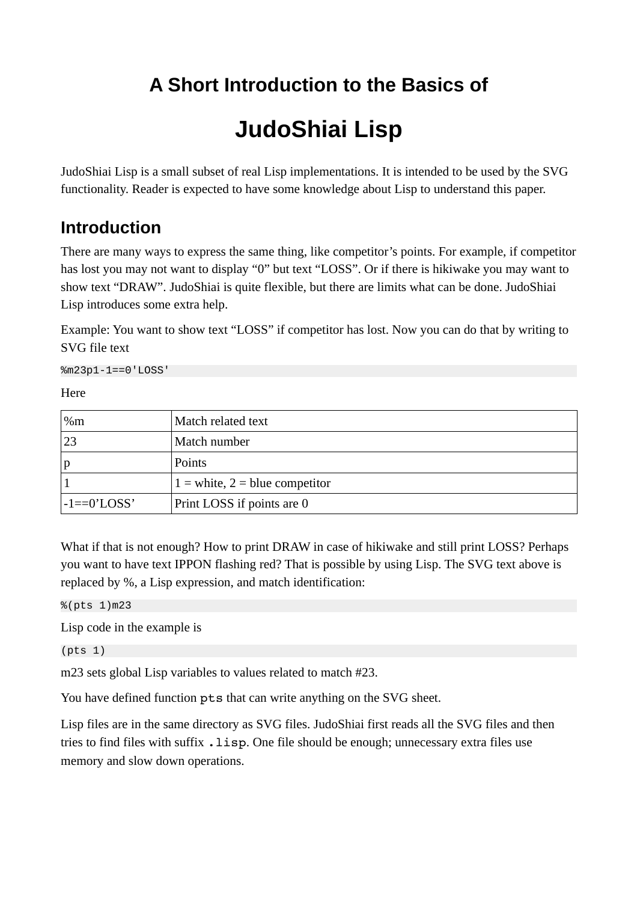# A Short Introduction to the Basics of

# JudoShiai Lisp

JudoShiai Lisp is a small subset of real Lisp implementations. It is intended to be used by the SVG functionality. Reader is expected to have some knowledge about Lisp to understand this paper.

## Introduction

There are many ways to express the same thing, like competitor's points. For example, if competitor has lost you may not want to display "0" but text "LOSS". Or if there is hikiwake you may want to show text "DRAW". JudoShiai is quite flexible, but there are limits what can be done. JudoShiai Lisp introduces some extra help.

Example: You want to show text "LOSS" if competitor has lost. Now you can do that by writing to SVG file text

```
%m23p1-1==0'LOSS'
```

Here

| | |
|---|---|
| %m | Match related text |
| 23 | Match number |
| p | Points |
| 1 | 1 = white, 2 = blue competitor |
| -1==0'LOSS' | Print LOSS if points are 0 |

What if that is not enough? How to print DRAW in case of hikiwake and still print LOSS? Perhaps you want to have text IPPON flashing red? That is possible by using Lisp. The SVG text above is replaced by %, a Lisp expression, and match identification:

```
%(pts 1)m23
```

Lisp code in the example is

```
(pts 1)
```

m23 sets global Lisp variables to values related to match #23.

You have defined function `pts` that can write anything on the SVG sheet.

Lisp files are in the same directory as SVG files. JudoShiai first reads all the SVG files and then tries to find files with suffix `.lisp`. One file should be enough; unnecessary extra files use memory and slow down operations.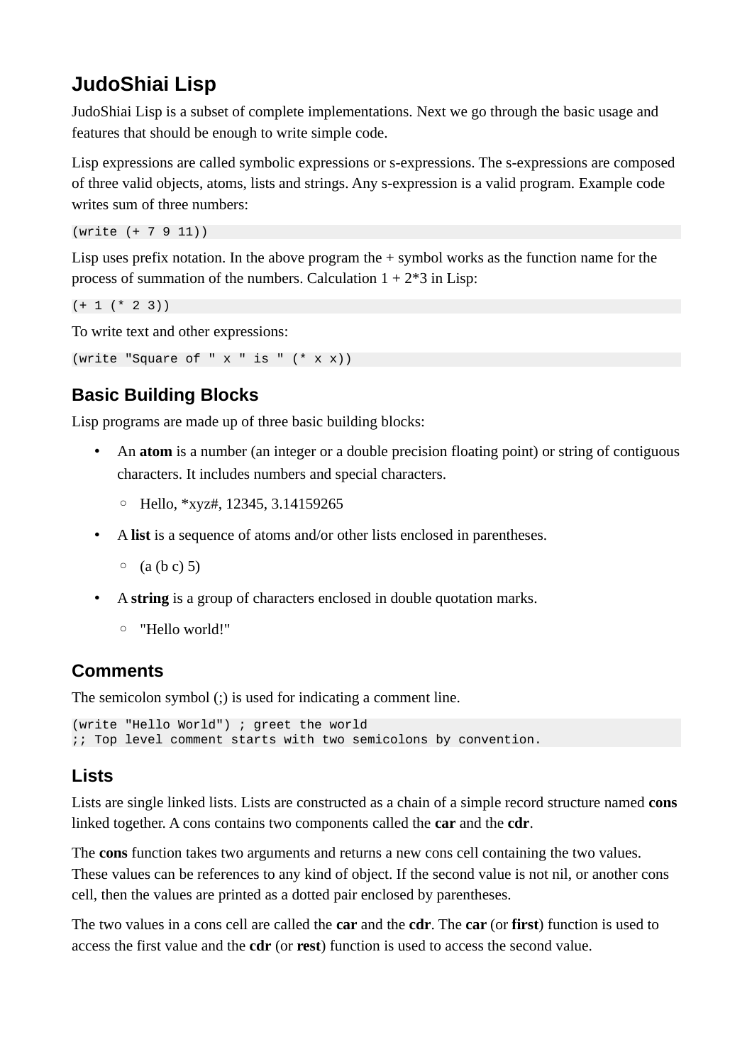# JudoShiai Lisp

JudoShiai Lisp is a subset of complete implementations. Next we go through the basic usage and features that should be enough to write simple code.

Lisp expressions are called symbolic expressions or s-expressions. The s-expressions are composed of three valid objects, atoms, lists and strings. Any s-expression is a valid program. Example code writes sum of three numbers:

```
(write (+ 7 9 11))
```

Lisp uses prefix notation. In the above program the + symbol works as the function name for the process of summation of the numbers. Calculation 1 + 2*3 in Lisp:

```
(+ 1 (* 2 3))
```

To write text and other expressions:

```
(write "Square of " x " is " (* x x))
```

## Basic Building Blocks

Lisp programs are made up of three basic building blocks:

- An **atom** is a number (an integer or a double precision floating point) or string of contiguous characters. It includes numbers and special characters.
  - Hello, *xyz#, 12345, 3.14159265
- A **list** is a sequence of atoms and/or other lists enclosed in parentheses.
  - (a (b c) 5)
- A **string** is a group of characters enclosed in double quotation marks.
  - "Hello world!"

## Comments

The semicolon symbol (;) is used for indicating a comment line.

```
(write "Hello World") ; greet the world
;; Top level comment starts with two semicolons by convention.
```

## Lists

Lists are single linked lists. Lists are constructed as a chain of a simple record structure named **cons** linked together. A cons contains two components called the **car** and the **cdr**.

The **cons** function takes two arguments and returns a new cons cell containing the two values. These values can be references to any kind of object. If the second value is not nil, or another cons cell, then the values are printed as a dotted pair enclosed by parentheses.

The two values in a cons cell are called the **car** and the **cdr**. The **car** (or **first**) function is used to access the first value and the **cdr** (or **rest**) function is used to access the second value.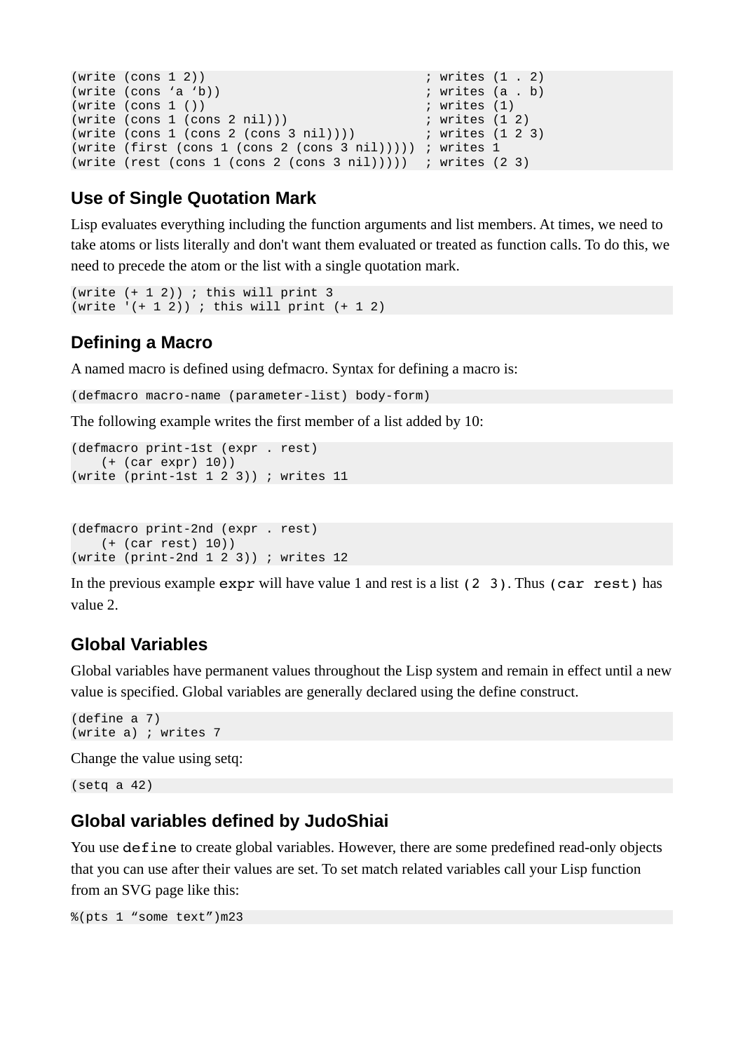```
(write (cons 1 2))                          ; writes (1 . 2)
(write (cons ‘a ‘b))                        ; writes (a . b)
(write (cons 1 ()))                         ; writes (1)
(write (cons 1 (cons 2 nil)))               ; writes (1 2)
(write (cons 1 (cons 2 (cons 3 nil))))      ; writes (1 2 3)
(write (first (cons 1 (cons 2 (cons 3 nil))))) ; writes 1
(write (rest (cons 1 (cons 2 (cons 3 nil)))))  ; writes (2 3)
```

### Use of Single Quotation Mark

Lisp evaluates everything including the function arguments and list members. At times, we need to take atoms or lists literally and don't want them evaluated or treated as function calls. To do this, we need to precede the atom or the list with a single quotation mark.

```
(write (+ 1 2)) ; this will print 3
(write '(+ 1 2)) ; this will print (+ 1 2)
```

### Defining a Macro

A named macro is defined using defmacro. Syntax for defining a macro is:

```
(defmacro macro-name (parameter-list) body-form)
```

The following example writes the first member of a list added by 10:

```
(defmacro print-1st (expr . rest)
    (+ (car expr) 10))
(write (print-1st 1 2 3)) ; writes 11
```

```
(defmacro print-2nd (expr . rest)
    (+ (car rest) 10))
(write (print-2nd 1 2 3)) ; writes 12
```

In the previous example `expr` will have value 1 and rest is a list `(2 3)`. Thus `(car rest)` has value 2.

### Global Variables

Global variables have permanent values throughout the Lisp system and remain in effect until a new value is specified. Global variables are generally declared using the define construct.

```
(define a 7)
(write a) ; writes 7
```

Change the value using setq:

```
(setq a 42)
```

### Global variables defined by JudoShiai

You use `define` to create global variables. However, there are some predefined read-only objects that you can use after their values are set. To set match related variables call your Lisp function from an SVG page like this:

```
%(pts 1 “some text”)m23
```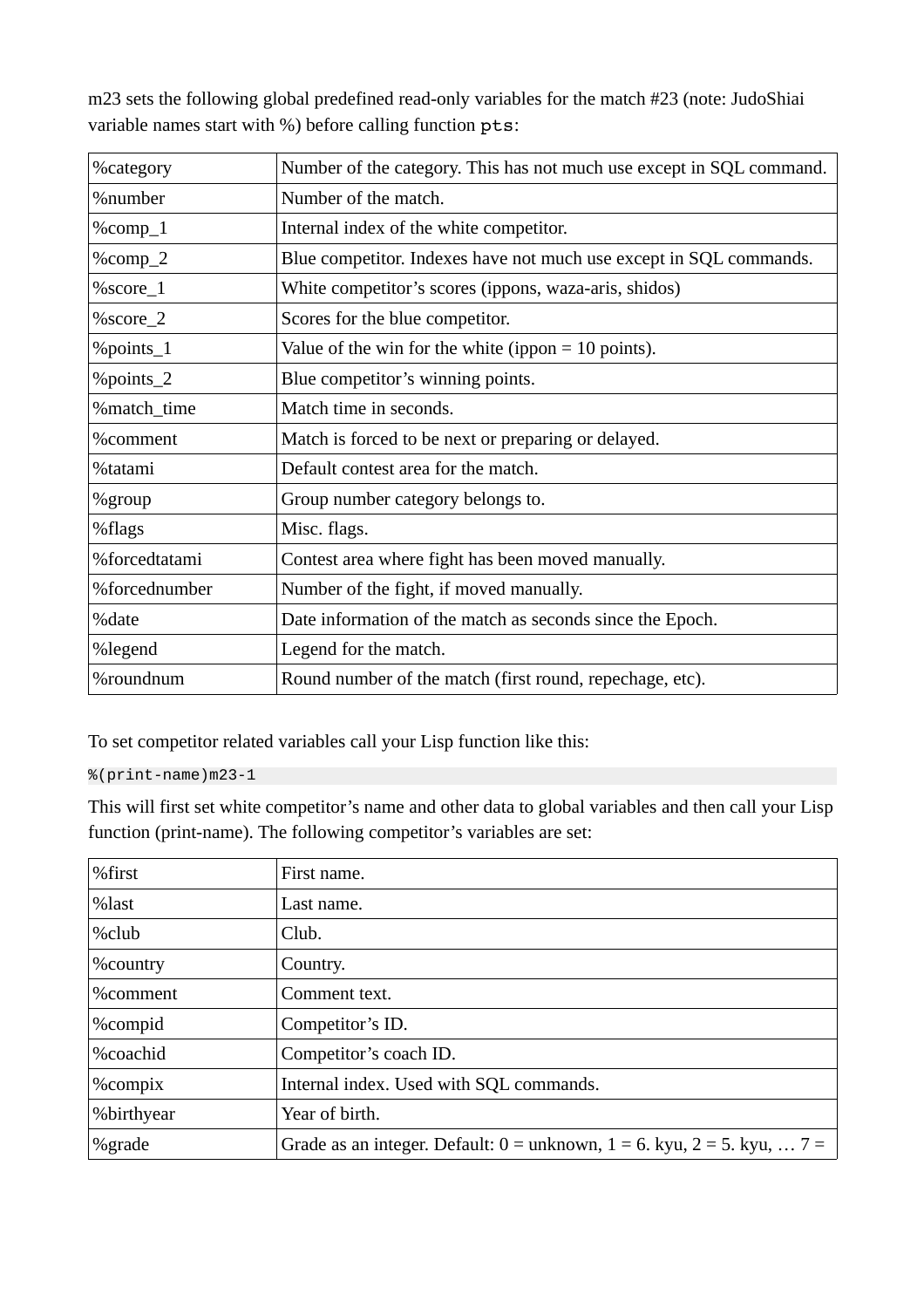m23 sets the following global predefined read-only variables for the match #23 (note: JudoShiai variable names start with %) before calling function `pts`:

| | |
|---|---|
| %category | Number of the category. This has not much use except in SQL command. |
| %number | Number of the match. |
| %comp_1 | Internal index of the white competitor. |
| %comp_2 | Blue competitor. Indexes have not much use except in SQL commands. |
| %score_1 | White competitor's scores (ippons, waza-aris, shidos) |
| %score_2 | Scores for the blue competitor. |
| %points_1 | Value of the win for the white (ippon = 10 points). |
| %points_2 | Blue competitor's winning points. |
| %match_time | Match time in seconds. |
| %comment | Match is forced to be next or preparing or delayed. |
| %tatami | Default contest area for the match. |
| %group | Group number category belongs to. |
| %flags | Misc. flags. |
| %forcedtatami | Contest area where fight has been moved manually. |
| %forcednumber | Number of the fight, if moved manually. |
| %date | Date information of the match as seconds since the Epoch. |
| %legend | Legend for the match. |
| %roundnum | Round number of the match (first round, repechage, etc). |

To set competitor related variables call your Lisp function like this:

```
%(print-name)m23-1
```

This will first set white competitor's name and other data to global variables and then call your Lisp function (print-name). The following competitor's variables are set:

| | |
|---|---|
| %first | First name. |
| %last | Last name. |
| %club | Club. |
| %country | Country. |
| %comment | Comment text. |
| %compid | Competitor's ID. |
| %coachid | Competitor's coach ID. |
| %compix | Internal index. Used with SQL commands. |
| %birthyear | Year of birth. |
| %grade | Grade as an integer. Default: 0 = unknown, 1 = 6. kyu, 2 = 5. kyu, … 7 = |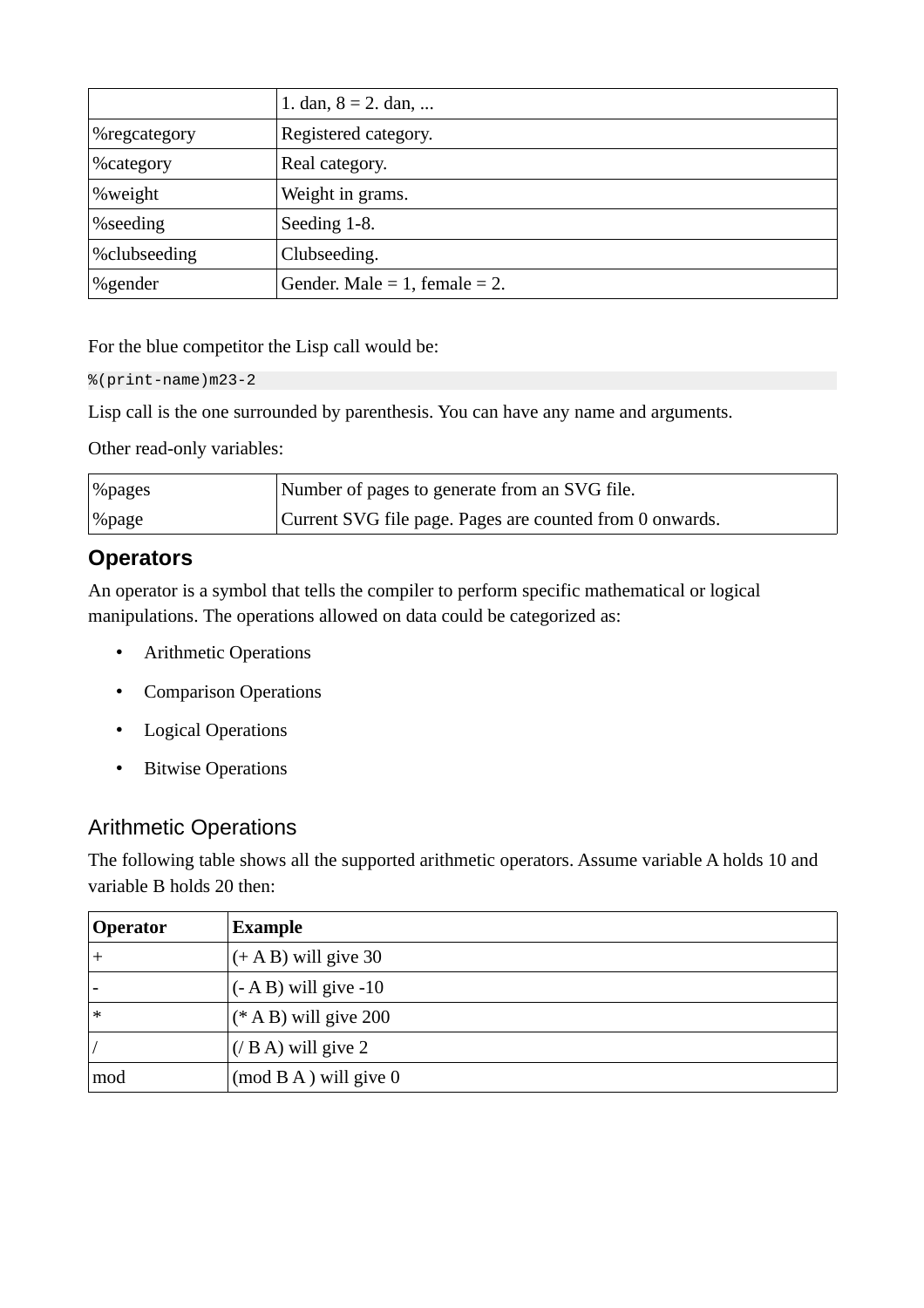| | |
|---|---|
| | 1. dan, 8 = 2. dan, ... |
| %regcategory | Registered category. |
| %category | Real category. |
| %weight | Weight in grams. |
| %seeding | Seeding 1-8. |
| %clubseeding | Clubseeding. |
| %gender | Gender. Male = 1, female = 2. |

For the blue competitor the Lisp call would be:

```
%(print-name)m23-2
```

Lisp call is the one surrounded by parenthesis. You can have any name and arguments.

Other read-only variables:

| | |
|---|---|
| %pages | Number of pages to generate from an SVG file. |
| %page | Current SVG file page. Pages are counted from 0 onwards. |

## Operators

An operator is a symbol that tells the compiler to perform specific mathematical or logical manipulations. The operations allowed on data could be categorized as:

- Arithmetic Operations
- Comparison Operations
- Logical Operations
- Bitwise Operations

### Arithmetic Operations

The following table shows all the supported arithmetic operators. Assume variable A holds 10 and variable B holds 20 then:

| **Operator** | **Example** |
|---|---|
| + | (+ A B) will give 30 |
| - | (- A B) will give -10 |
| * | (* A B) will give 200 |
| / | (/ B A) will give 2 |
| mod | (mod B A ) will give 0 |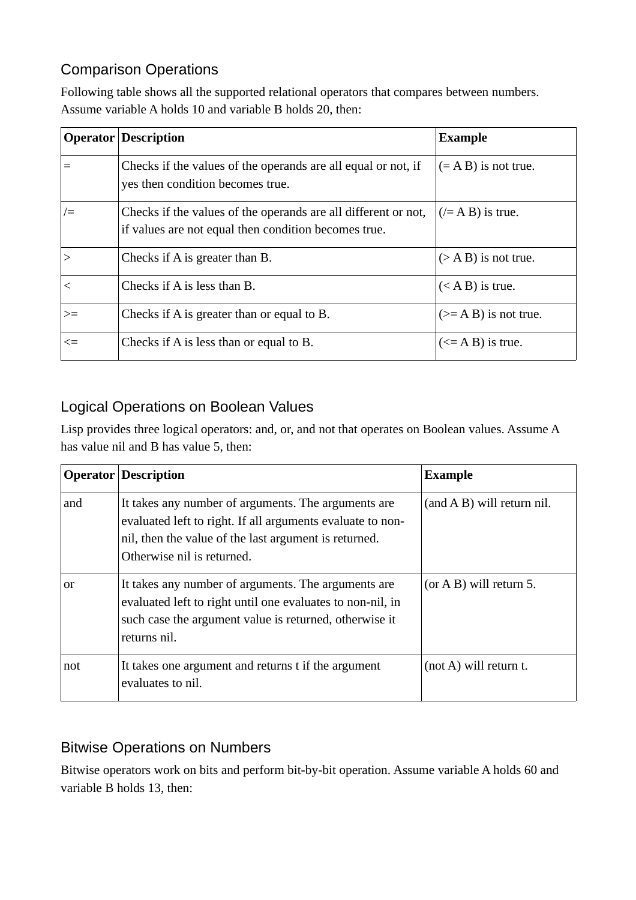## Comparison Operations

Following table shows all the supported relational operators that compares between numbers. Assume variable A holds 10 and variable B holds 20, then:

| Operator | Description | Example |
|---|---|---|
| = | Checks if the values of the operands are all equal or not, if yes then condition becomes true. | (= A B) is not true. |
| /= | Checks if the values of the operands are all different or not, if values are not equal then condition becomes true. | (/= A B) is true. |
| > | Checks if A is greater than B. | (> A B) is not true. |
| < | Checks if A is less than B. | (< A B) is true. |
| >= | Checks if A is greater than or equal to B. | (>= A B) is not true. |
| <= | Checks if A is less than or equal to B. | (<= A B) is true. |

## Logical Operations on Boolean Values

Lisp provides three logical operators: and, or, and not that operates on Boolean values. Assume A has value nil and B has value 5, then:

| Operator | Description | Example |
|---|---|---|
| and | It takes any number of arguments. The arguments are evaluated left to right. If all arguments evaluate to non-nil, then the value of the last argument is returned. Otherwise nil is returned. | (and A B) will return nil. |
| or | It takes any number of arguments. The arguments are evaluated left to right until one evaluates to non-nil, in such case the argument value is returned, otherwise it returns nil. | (or A B) will return 5. |
| not | It takes one argument and returns t if the argument evaluates to nil. | (not A) will return t. |

## Bitwise Operations on Numbers

Bitwise operators work on bits and perform bit-by-bit operation. Assume variable A holds 60 and variable B holds 13, then: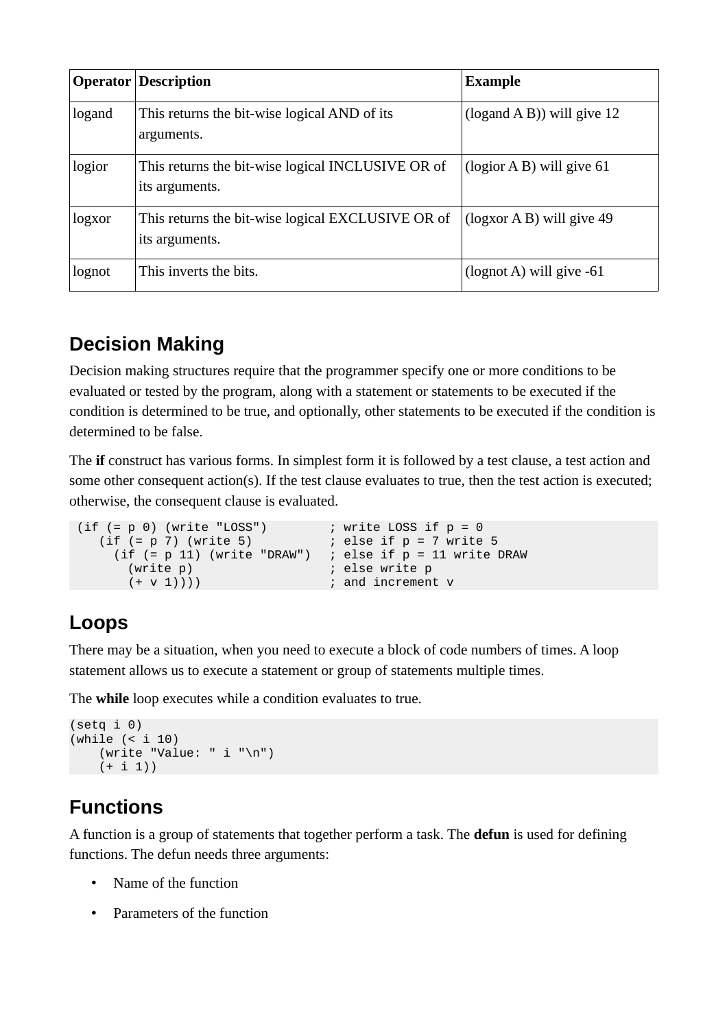| Operator | Description | Example |
|---|---|---|
| logand | This returns the bit-wise logical AND of its arguments. | (logand A B)) will give 12 |
| logior | This returns the bit-wise logical INCLUSIVE OR of its arguments. | (logior A B) will give 61 |
| logxor | This returns the bit-wise logical EXCLUSIVE OR of its arguments. | (logxor A B) will give 49 |
| lognot | This inverts the bits. | (lognot A) will give -61 |

## Decision Making

Decision making structures require that the programmer specify one or more conditions to be evaluated or tested by the program, along with a statement or statements to be executed if the condition is determined to be true, and optionally, other statements to be executed if the condition is determined to be false.

The **if** construct has various forms. In simplest form it is followed by a test clause, a test action and some other consequent action(s). If the test clause evaluates to true, then the test action is executed; otherwise, the consequent clause is evaluated.

```
 (if (= p 0) (write "LOSS")         ; write LOSS if p = 0
    (if (= p 7) (write 5)           ; else if p = 7 write 5
      (if (= p 11) (write "DRAW")   ; else if p = 11 write DRAW
        (write p)                   ; else write p
        (+ v 1))))                  ; and increment v
```

## Loops

There may be a situation, when you need to execute a block of code numbers of times. A loop statement allows us to execute a statement or group of statements multiple times.

The **while** loop executes while a condition evaluates to true.

```
(setq i 0)
(while (< i 10)
    (write "Value: " i "\n")
    (+ i 1))
```

## Functions

A function is a group of statements that together perform a task. The **defun** is used for defining functions. The defun needs three arguments:

- Name of the function
- Parameters of the function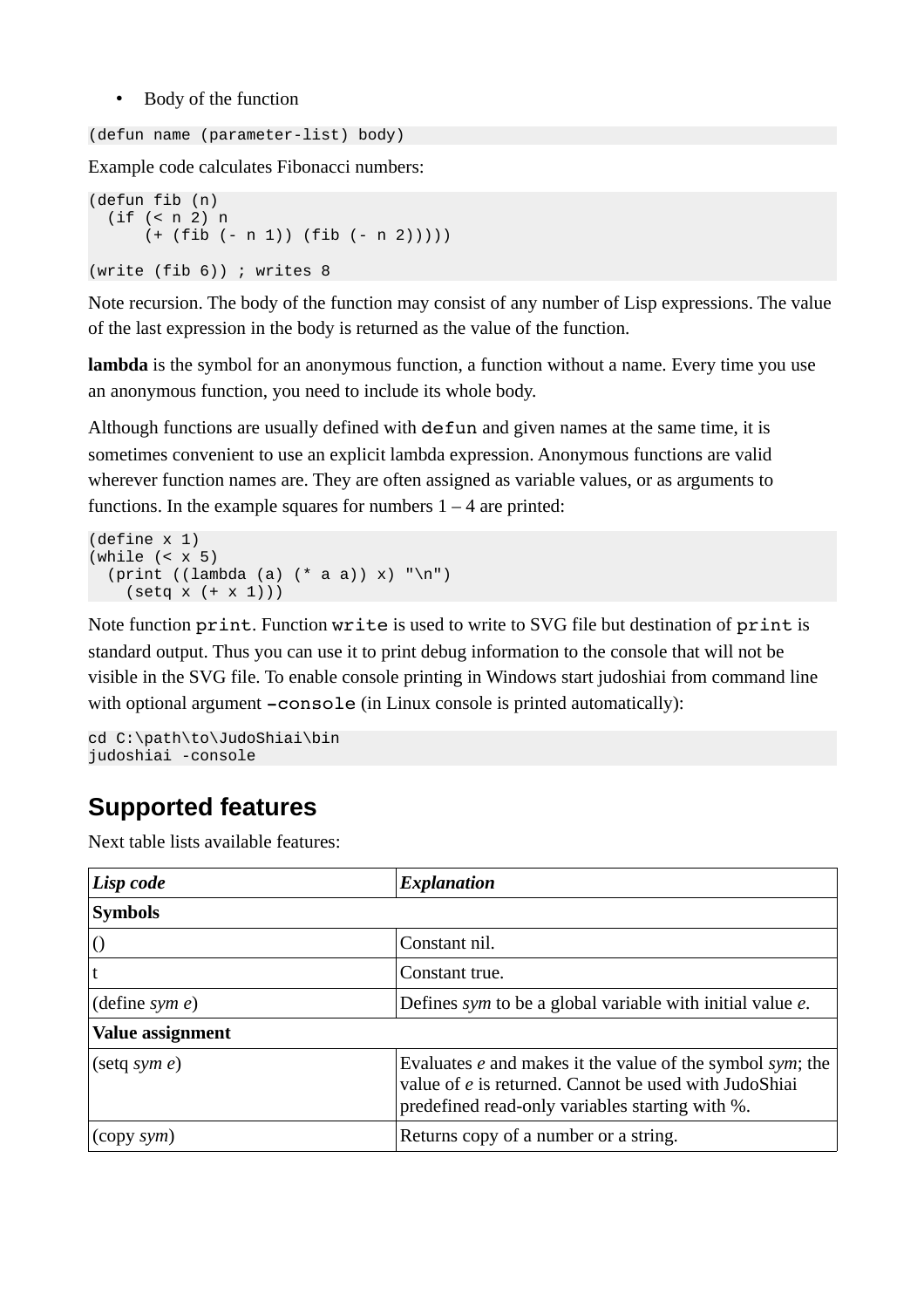- Body of the function

```
(defun name (parameter-list) body)
```

Example code calculates Fibonacci numbers:

```
(defun fib (n)
  (if (< n 2) n
      (+ (fib (- n 1)) (fib (- n 2)))))

(write (fib 6)) ; writes 8
```

Note recursion. The body of the function may consist of any number of Lisp expressions. The value of the last expression in the body is returned as the value of the function.

**lambda** is the symbol for an anonymous function, a function without a name. Every time you use an anonymous function, you need to include its whole body.

Although functions are usually defined with `defun` and given names at the same time, it is sometimes convenient to use an explicit lambda expression. Anonymous functions are valid wherever function names are. They are often assigned as variable values, or as arguments to functions. In the example squares for numbers 1 – 4 are printed:

```
(define x 1)
(while (< x 5)
  (print ((lambda (a) (* a a)) x) "\n")
    (setq x (+ x 1)))
```

Note function `print`. Function `write` is used to write to SVG file but destination of `print` is standard output. Thus you can use it to print debug information to the console that will not be visible in the SVG file. To enable console printing in Windows start judoshiai from command line with optional argument `-console` (in Linux console is printed automatically):

```
cd C:\path\to\JudoShiai\bin
judoshiai -console
```

## Supported features

Next table lists available features:

| ***Lisp code*** | ***Explanation*** |
|---|---|
| **Symbols** | |
| () | Constant nil. |
| t | Constant true. |
| (define *sym e*) | Defines *sym* to be a global variable with initial value *e*. |
| **Value assignment** | |
| (setq *sym e*) | Evaluates *e* and makes it the value of the symbol *sym*; the value of *e* is returned. Cannot be used with JudoShiai predefined read-only variables starting with %. |
| (copy *sym*) | Returns copy of a number or a string. |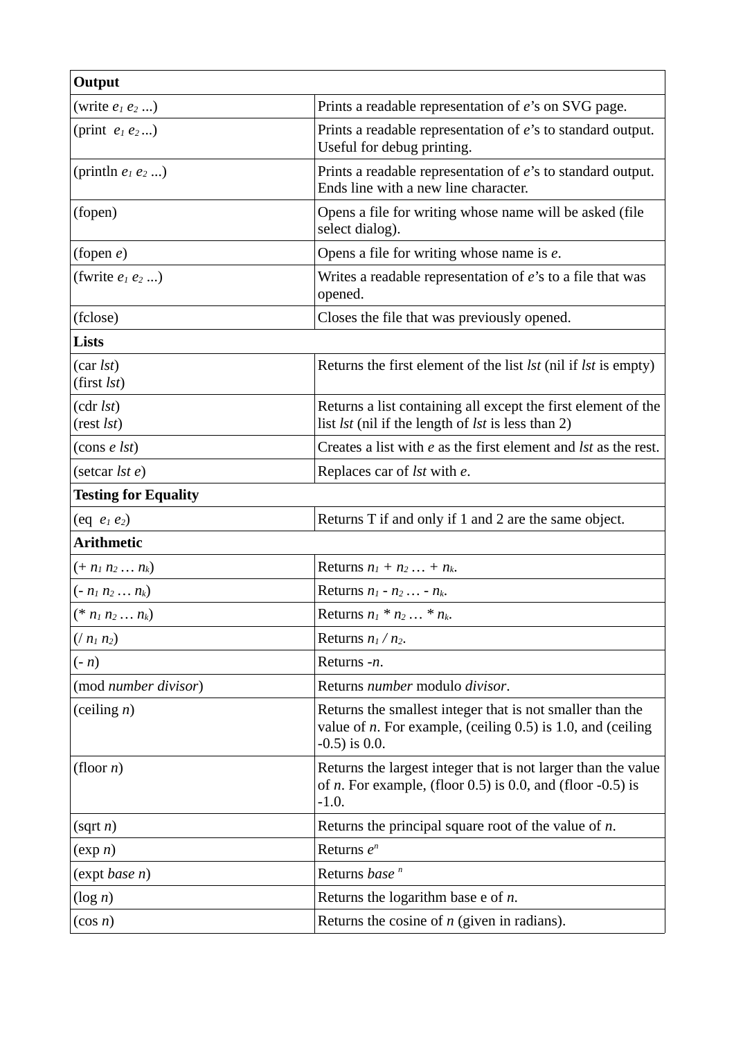| | |
|---|---|
| **Output** | |
| (write $e_1$ $e_2$ ...) | Prints a readable representation of *e*'s on SVG page. |
| (print $e_1$ $e_2$ ...) | Prints a readable representation of *e*'s to standard output. Useful for debug printing. |
| (println $e_1$ $e_2$ ...) | Prints a readable representation of *e*'s to standard output. Ends line with a new line character. |
| (fopen) | Opens a file for writing whose name will be asked (file select dialog). |
| (fopen *e*) | Opens a file for writing whose name is *e*. |
| (fwrite $e_1$ $e_2$ ...) | Writes a readable representation of *e*'s to a file that was opened. |
| (fclose) | Closes the file that was previously opened. |
| **Lists** | |
| (car *lst*)<br>(first *lst*) | Returns the first element of the list *lst* (nil if *lst* is empty) |
| (cdr *lst*)<br>(rest *lst*) | Returns a list containing all except the first element of the list *lst* (nil if the length of *lst* is less than 2) |
| (cons *e* *lst*) | Creates a list with *e* as the first element and *lst* as the rest. |
| (setcar *lst* *e*) | Replaces car of *lst* with *e*. |
| **Testing for Equality** | |
| (eq $e_1$ $e_2$) | Returns T if and only if 1 and 2 are the same object. |
| **Arithmetic** | |
| (+ $n_1$ $n_2$ … $n_k$) | Returns $n_1 + n_2 \ldots + n_k$. |
| (- $n_1$ $n_2$ … $n_k$) | Returns $n_1 - n_2 \ldots - n_k$. |
| (* $n_1$ $n_2$ … $n_k$) | Returns $n_1 * n_2 \ldots * n_k$. |
| (/ $n_1$ $n_2$) | Returns $n_1 / n_2$. |
| (- *n*) | Returns -*n*. |
| (mod *number divisor*) | Returns *number* modulo *divisor*. |
| (ceiling *n*) | Returns the smallest integer that is not smaller than the value of *n*. For example, (ceiling 0.5) is 1.0, and (ceiling -0.5) is 0.0. |
| (floor *n*) | Returns the largest integer that is not larger than the value of *n*. For example, (floor 0.5) is 0.0, and (floor -0.5) is -1.0. |
| (sqrt *n*) | Returns the principal square root of the value of *n*. |
| (exp *n*) | Returns $e^n$ |
| (expt *base* *n*) | Returns $base^{\,n}$ |
| (log *n*) | Returns the logarithm base e of *n*. |
| (cos *n*) | Returns the cosine of *n* (given in radians). |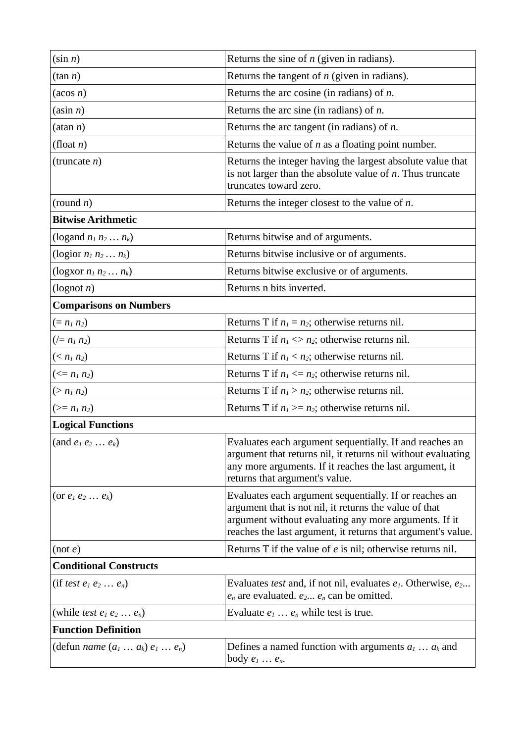| | |
|---|---|
| (sin *n*) | Returns the sine of *n* (given in radians). |
| (tan *n*) | Returns the tangent of *n* (given in radians). |
| (acos *n*) | Returns the arc cosine (in radians) of *n*. |
| (asin *n*) | Returns the arc sine (in radians) of *n*. |
| (atan *n*) | Returns the arc tangent (in radians) of *n*. |
| (float *n*) | Returns the value of *n* as a floating point number. |
| (truncate *n*) | Returns the integer having the largest absolute value that is not larger than the absolute value of *n*. Thus truncate truncates toward zero. |
| (round *n*) | Returns the integer closest to the value of *n*. |
| **Bitwise Arithmetic** | |
| (logand $n_1$ $n_2$ … $n_k$) | Returns bitwise and of arguments. |
| (logior $n_1$ $n_2$ … $n_k$) | Returns bitwise inclusive or of arguments. |
| (logxor $n_1$ $n_2$ … $n_k$) | Returns bitwise exclusive or of arguments. |
| (lognot *n*) | Returns n bits inverted. |
| **Comparisons on Numbers** | |
| (= $n_1$ $n_2$) | Returns T if $n_1 = n_2$; otherwise returns nil. |
| (/= $n_1$ $n_2$) | Returns T if $n_1 <> n_2$; otherwise returns nil. |
| (< $n_1$ $n_2$) | Returns T if $n_1 < n_2$; otherwise returns nil. |
| (<= $n_1$ $n_2$) | Returns T if $n_1 <= n_2$; otherwise returns nil. |
| (> $n_1$ $n_2$) | Returns T if $n_1 > n_2$; otherwise returns nil. |
| (>= $n_1$ $n_2$) | Returns T if $n_1 >= n_2$; otherwise returns nil. |
| **Logical Functions** | |
| (and $e_1$ $e_2$ … $e_k$) | Evaluates each argument sequentially. If and reaches an argument that returns nil, it returns nil without evaluating any more arguments. If it reaches the last argument, it returns that argument's value. |
| (or $e_1$ $e_2$ … $e_k$) | Evaluates each argument sequentially. If or reaches an argument that is not nil, it returns the value of that argument without evaluating any more arguments. If it reaches the last argument, it returns that argument's value. |
| (not *e*) | Returns T if the value of *e* is nil; otherwise returns nil. |
| **Conditional Constructs** | |
| (if *test* $e_1$ $e_2$ … $e_n$) | Evaluates *test* and, if not nil, evaluates $e_1$. Otherwise, $e_2$... $e_n$ are evaluated. $e_2$... $e_n$ can be omitted. |
| (while *test* $e_1$ $e_2$ … $e_n$) | Evaluate $e_1$ … $e_n$ while test is true. |
| **Function Definition** | |
| (defun *name* ($a_1$ … $a_k$) $e_1$ … $e_n$) | Defines a named function with arguments $a_1$ … $a_k$ and body $e_1$ … $e_n$. |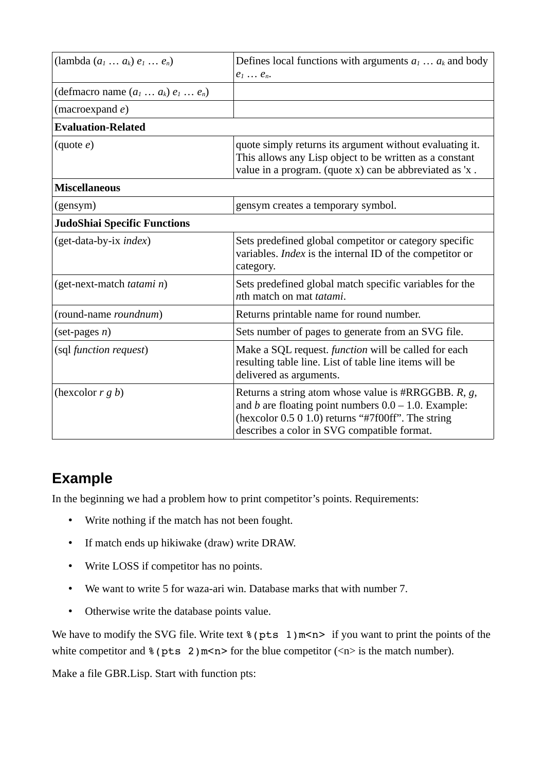| | |
|---|---|
| (lambda ($a_1$ … $a_k$) $e_1$ … $e_n$) | Defines local functions with arguments $a_1$ … $a_k$ and body $e_1$ … $e_n$. |
| (defmacro name ($a_1$ … $a_k$) $e_1$ … $e_n$) | |
| (macroexpand *e*) | |
| **Evaluation-Related** | |
| (quote *e*) | quote simply returns its argument without evaluating it. This allows any Lisp object to be written as a constant value in a program. (quote x) can be abbreviated as 'x . |
| **Miscellaneous** | |
| (gensym) | gensym creates a temporary symbol. |
| **JudoShiai Specific Functions** | |
| (get-data-by-ix *index*) | Sets predefined global competitor or category specific variables. *Index* is the internal ID of the competitor or category. |
| (get-next-match *tatami n*) | Sets predefined global match specific variables for the *n*th match on mat *tatami*. |
| (round-name *roundnum*) | Returns printable name for round number. |
| (set-pages *n*) | Sets number of pages to generate from an SVG file. |
| (sql *function request*) | Make a SQL request. *function* will be called for each resulting table line. List of table line items will be delivered as arguments. |
| (hexcolor *r g b*) | Returns a string atom whose value is #RRGGBB. *R*, *g*, and *b* are floating point numbers 0.0 – 1.0. Example: (hexcolor 0.5 0 1.0) returns "#7f00ff". The string describes a color in SVG compatible format. |

## Example

In the beginning we had a problem how to print competitor's points. Requirements:

- Write nothing if the match has not been fought.
- If match ends up hikiwake (draw) write DRAW.
- Write LOSS if competitor has no points.
- We want to write 5 for waza-ari win. Database marks that with number 7.
- Otherwise write the database points value.

We have to modify the SVG file. Write text `%(pts 1)m<n>` if you want to print the points of the white competitor and `%(pts 2)m<n>` for the blue competitor (<n> is the match number).

Make a file GBR.Lisp. Start with function pts: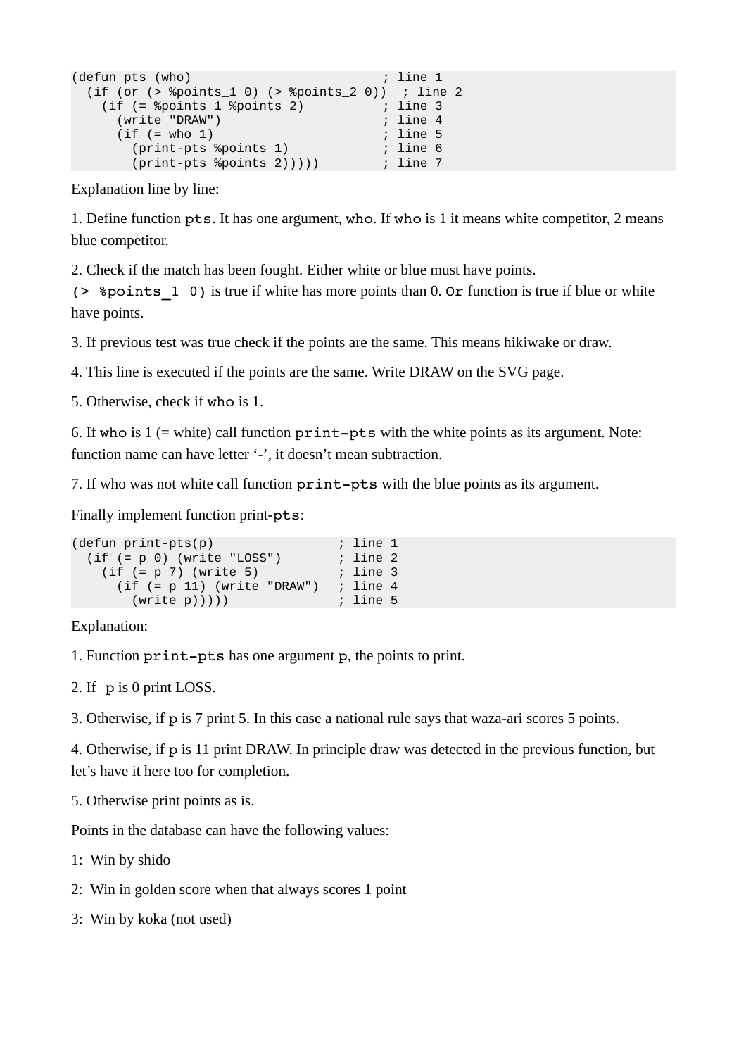```
(defun pts (who)                            ; line 1
  (if (or (> %points_1 0) (> %points_2 0))  ; line 2
    (if (= %points_1 %points_2)             ; line 3
      (write "DRAW")                        ; line 4
      (if (= who 1)                         ; line 5
        (print-pts %points_1)               ; line 6
        (print-pts %points_2)))))           ; line 7
```

Explanation line by line:

1. Define function `pts`. It has one argument, `who`. If `who` is 1 it means white competitor, 2 means blue competitor.

2. Check if the match has been fought. Either white or blue must have points. `(> %points_1 0)` is true if white has more points than 0. `Or` function is true if blue or white have points.

3. If previous test was true check if the points are the same. This means hikiwake or draw.

4. This line is executed if the points are the same. Write DRAW on the SVG page.

5. Otherwise, check if `who` is 1.

6. If `who` is 1 (= white) call function `print-pts` with the white points as its argument. Note: function name can have letter '-', it doesn't mean subtraction.

7. If who was not white call function `print-pts` with the blue points as its argument.

Finally implement function print-`pts`:

```
(defun print-pts(p)               ; line 1
  (if (= p 0) (write "LOSS")      ; line 2
    (if (= p 7) (write 5)         ; line 3
      (if (= p 11) (write "DRAW")  ; line 4
        (write p)))))             ; line 5
```

Explanation:

1. Function `print-pts` has one argument `p`, the points to print.

2. If `p` is 0 print LOSS.

3. Otherwise, if `p` is 7 print 5. In this case a national rule says that waza-ari scores 5 points.

4. Otherwise, if `p` is 11 print DRAW. In principle draw was detected in the previous function, but let's have it here too for completion.

5. Otherwise print points as is.

Points in the database can have the following values:

1: Win by shido

2: Win in golden score when that always scores 1 point

3: Win by koka (not used)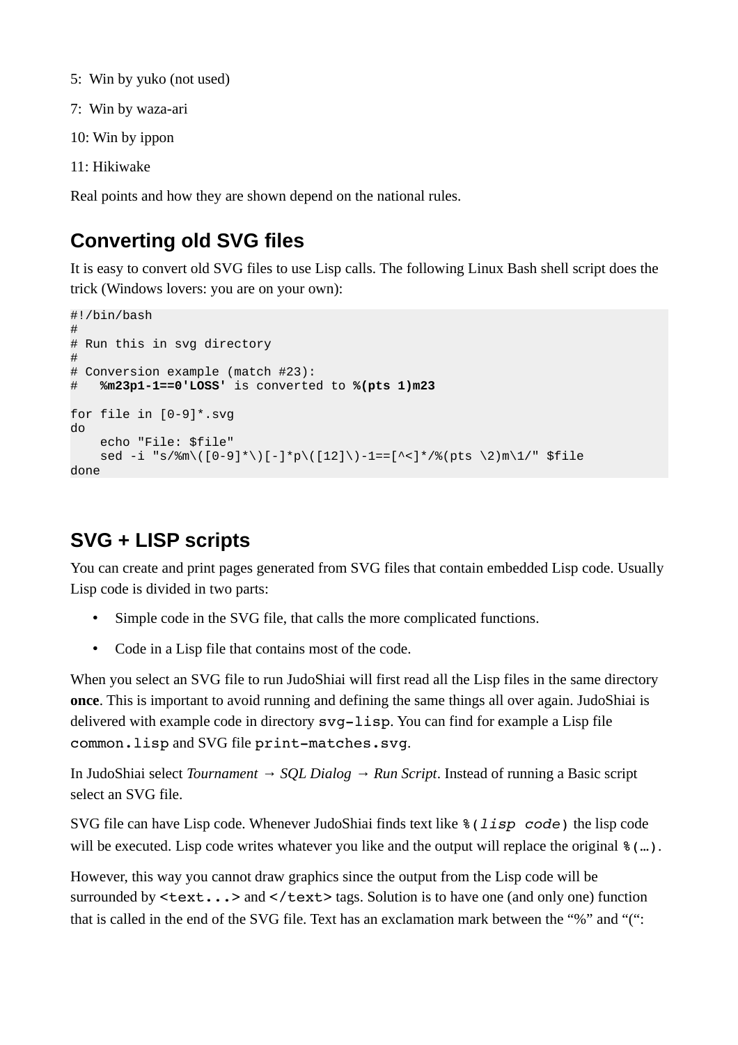5:  Win by yuko (not used)

7:  Win by waza-ari

10: Win by ippon

11: Hikiwake

Real points and how they are shown depend on the national rules.

## Converting old SVG files

It is easy to convert old SVG files to use Lisp calls. The following Linux Bash shell script does the trick (Windows lovers: you are on your own):

```
#!/bin/bash
#
# Run this in svg directory
#
# Conversion example (match #23):
#   %m23p1-1==0'LOSS' is converted to %(pts 1)m23

for file in [0-9]*.svg
do
    echo "File: $file"
    sed -i "s/%m\([0-9]*\)[-]*p\([12]\)-1==[^<]*/%(pts \2)m\1/" $file
done
```

## SVG + LISP scripts

You can create and print pages generated from SVG files that contain embedded Lisp code. Usually Lisp code is divided in two parts:

- Simple code in the SVG file, that calls the more complicated functions.
- Code in a Lisp file that contains most of the code.

When you select an SVG file to run JudoShiai will first read all the Lisp files in the same directory **once**. This is important to avoid running and defining the same things all over again. JudoShiai is delivered with example code in directory `svg-lisp`. You can find for example a Lisp file `common.lisp` and SVG file `print-matches.svg`.

In JudoShiai select *Tournament → SQL Dialog → Run Script*. Instead of running a Basic script select an SVG file.

SVG file can have Lisp code. Whenever JudoShiai finds text like `%(`*`lisp code`*`)` the lisp code will be executed. Lisp code writes whatever you like and the output will replace the original `%(…)`.

However, this way you cannot draw graphics since the output from the Lisp code will be surrounded by `<text...>` and `</text>` tags. Solution is to have one (and only one) function that is called in the end of the SVG file. Text has an exclamation mark between the "%" and "(":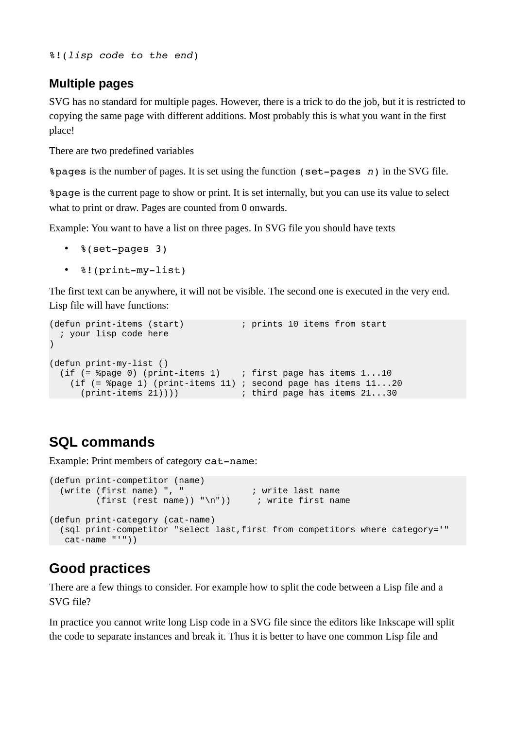`%!(`*`lisp code to the end`*`)`

### Multiple pages

SVG has no standard for multiple pages. However, there is a trick to do the job, but it is restricted to copying the same page with different additions. Most probably this is what you want in the first place!

There are two predefined variables

`%pages` is the number of pages. It is set using the function `(set-pages `*`n`*`)` in the SVG file.

`%page` is the current page to show or print. It is set internally, but you can use its value to select what to print or draw. Pages are counted from 0 onwards.

Example: You want to have a list on three pages. In SVG file you should have texts

- `%(set-pages 3)`
- `%!(print-my-list)`

The first text can be anywhere, it will not be visible. The second one is executed in the very end. Lisp file will have functions:

```
(defun print-items (start)           ; prints 10 items from start
  ; your lisp code here
)

(defun print-my-list ()
  (if (= %page 0) (print-items 1)    ; first page has items 1...10
    (if (= %page 1) (print-items 11) ; second page has items 11...20
      (print-items 21))))            ; third page has items 21...30
```

## SQL commands

Example: Print members of category `cat-name`:

```
(defun print-competitor (name)
  (write (first name) ", "             ; write last name
         (first (rest name)) "\n"))     ; write first name

(defun print-category (cat-name)
  (sql print-competitor "select last,first from competitors where category='"
   cat-name "'"))
```

## Good practices

There are a few things to consider. For example how to split the code between a Lisp file and a SVG file?

In practice you cannot write long Lisp code in a SVG file since the editors like Inkscape will split the code to separate instances and break it. Thus it is better to have one common Lisp file and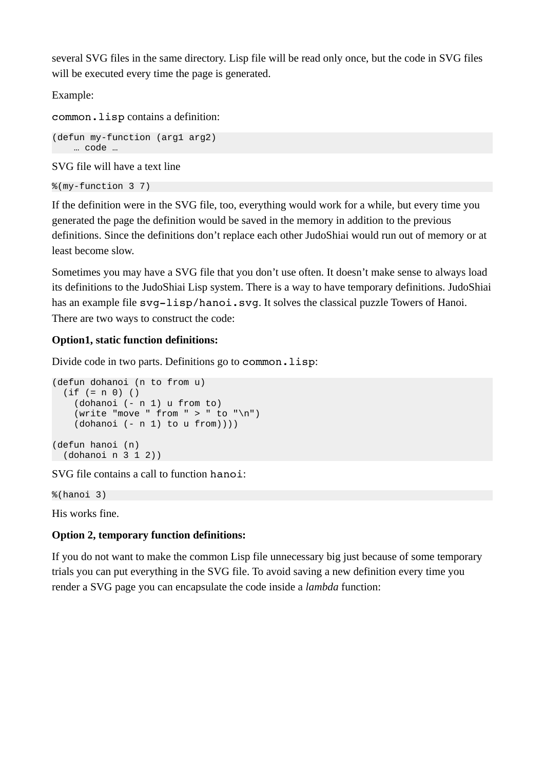several SVG files in the same directory. Lisp file will be read only once, but the code in SVG files will be executed every time the page is generated.

Example:

`common.lisp` contains a definition:

```
(defun my-function (arg1 arg2)
    … code …
```

SVG file will have a text line

```
%(my-function 3 7)
```

If the definition were in the SVG file, too, everything would work for a while, but every time you generated the page the definition would be saved in the memory in addition to the previous definitions. Since the definitions don’t replace each other JudoShiai would run out of memory or at least become slow.

Sometimes you may have a SVG file that you don’t use often. It doesn’t make sense to always load its definitions to the JudoShiai Lisp system. There is a way to have temporary definitions. JudoShiai has an example file `svg-lisp/hanoi.svg`. It solves the classical puzzle Towers of Hanoi. There are two ways to construct the code:

**Option1, static function definitions:**

Divide code in two parts. Definitions go to `common.lisp`:

```
(defun dohanoi (n to from u)
  (if (= n 0) ()
    (dohanoi (- n 1) u from to)
    (write "move " from " > " to "\n")
    (dohanoi (- n 1) to u from))))

(defun hanoi (n)
  (dohanoi n 3 1 2))
```

SVG file contains a call to function `hanoi`:

```
%(hanoi 3)
```

His works fine.

**Option 2, temporary function definitions:**

If you do not want to make the common Lisp file unnecessary big just because of some temporary trials you can put everything in the SVG file. To avoid saving a new definition every time you render a SVG page you can encapsulate the code inside a *lambda* function: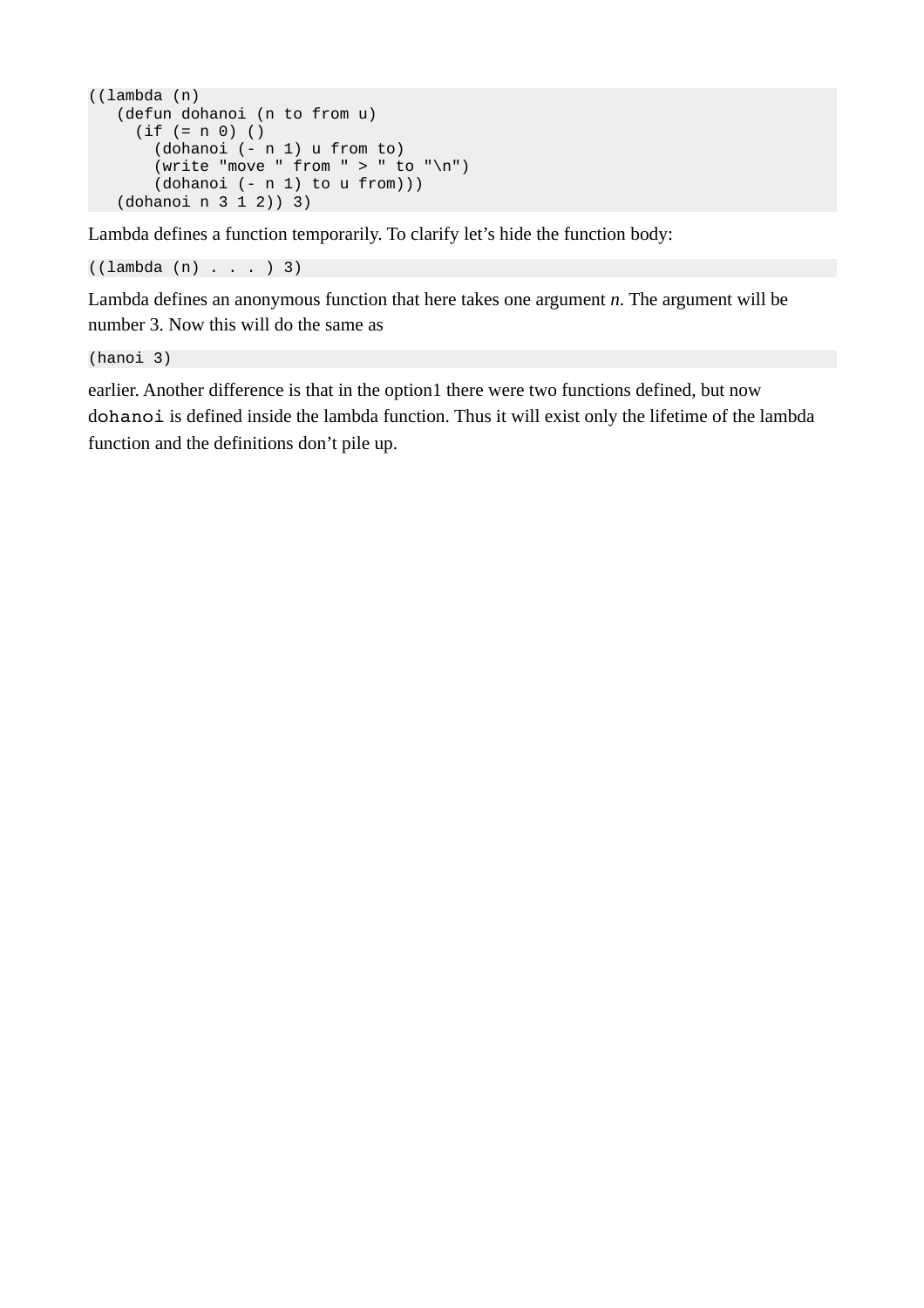```
((lambda (n)
   (defun dohanoi (n to from u)
     (if (= n 0) ()
       (dohanoi (- n 1) u from to)
       (write "move " from " > " to "\n")
       (dohanoi (- n 1) to u from)))
   (dohanoi n 3 1 2)) 3)
```

Lambda defines a function temporarily. To clarify let's hide the function body:

```
((lambda (n) . . . ) 3)
```

Lambda defines an anonymous function that here takes one argument *n*. The argument will be number 3. Now this will do the same as

```
(hanoi 3)
```

earlier. Another difference is that in the option1 there were two functions defined, but now `dohanoi` is defined inside the lambda function. Thus it will exist only the lifetime of the lambda function and the definitions don't pile up.